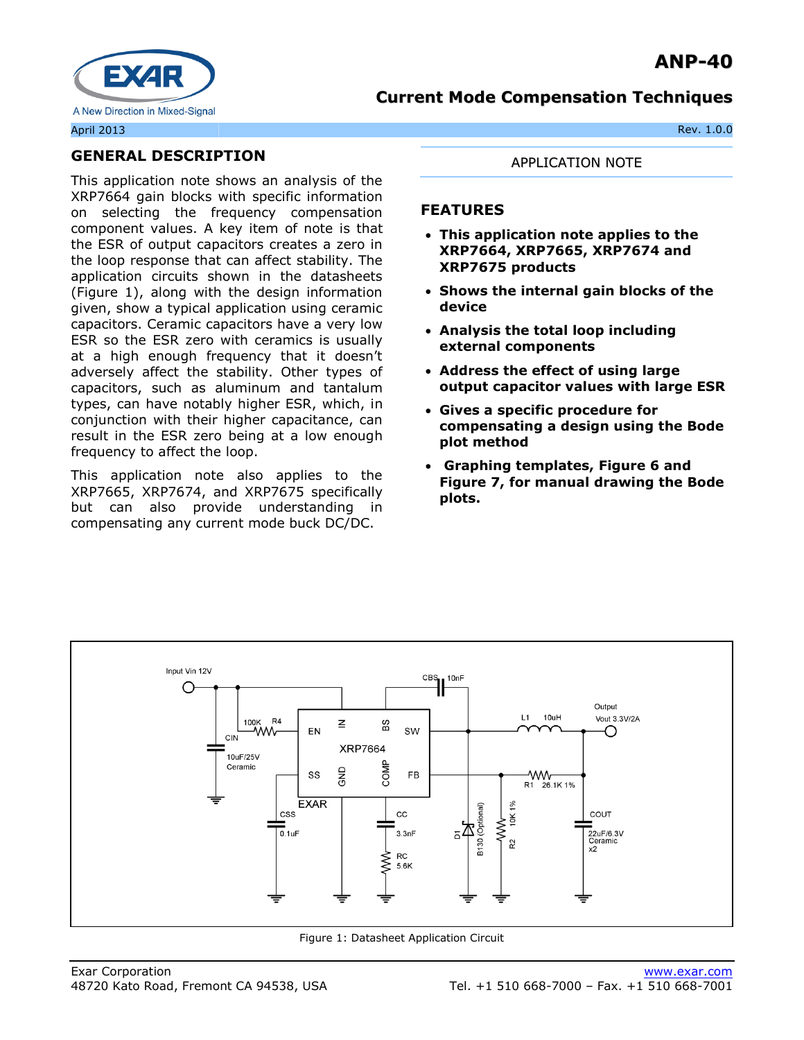# ANP-40

## Current Mode Compensation Techniques

April 2013 Rev. 1.0.0

## GENERAL DESCRIPTION

This application note shows an analysis of the XRP7664 gain blocks with specific information on selecting the frequency compensation component values. A key item of note is that the ESR of output capacitors creates a zero in the loop response that can affect stability. The application circuits shown in the datasheets (Figure 1), along with the design information given, show a typical application using ceramic capacitors. Ceramic capacitors have a very low ESR so the ESR zero with ceramics is usually at a high enough frequency that it doesn't adversely affect the stability. Other types of capacitors, such as aluminum and tantalum types, can have notably higher ESR, which, in conjunction with their higher capacitance, can result in the ESR zero being at a low enough frequency to affect the loop.

This application note also applies to the XRP7665, XRP7674, and XRP7675 specifically but can also provide understanding in compensating any current mode buck DC/DC.

APPLICATION NOTE

## FEATURES

- **This application note applies to the XRP7664, XRP7665, XRP7674 and XRP7675 products**
- **Shows the internal gain blocks of the device**
- **Analysis the total loop including external components**
- **Address the effect of using large output capacitor values with large ESR**
- **Gives a specific procedure for compensating a design using the Bode plot method**
- **Graphing templates, Figure 6 and Figure 7, for manual drawing the Bode plots.**

Figure 1: Datasheet Application Circuit

Exar Corporation
48720 Kato Road, Fremont CA 94538, USA

www.exar.com
Tel. +1 510 668-7000 – Fax. +1 510 668-7001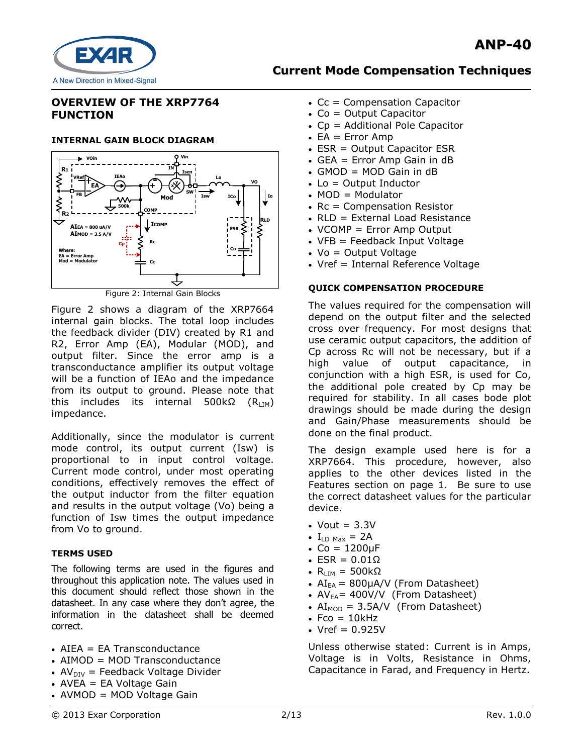## OVERVIEW OF THE XRP7764 FUNCTION

### INTERNAL GAIN BLOCK DIAGRAM

Figure 2: Internal Gain Blocks

Figure 2 shows a diagram of the XRP7664 internal gain blocks. The total loop includes the feedback divider (DIV) created by R1 and R2, Error Amp (EA), Modular (MOD), and output filter. Since the error amp is a transconductance amplifier its output voltage will be a function of IEAo and the impedance from its output to ground. Please note that this includes its internal 500kΩ ($R_{LIM}$) impedance.

Additionally, since the modulator is current mode control, its output current (Isw) is proportional to in input control voltage. Current mode control, under most operating conditions, effectively removes the effect of the output inductor from the filter equation and results in the output voltage (Vo) being a function of Isw times the output impedance from Vo to ground.

### TERMS USED

The following terms are used in the figures and throughout this application note. The values used in this document should reflect those shown in the datasheet. In any case where they don't agree, the information in the datasheet shall be deemed correct.

- AIEA = EA Transconductance
- AIMOD = MOD Transconductance
- $AV_{DIV}$ = Feedback Voltage Divider
- AVEA = EA Voltage Gain
- AVMOD = MOD Voltage Gain
- Cc = Compensation Capacitor
- Co = Output Capacitor
- Cp = Additional Pole Capacitor
- EA = Error Amp
- ESR = Output Capacitor ESR
- GEA = Error Amp Gain in dB
- GMOD = MOD Gain in dB
- Lo = Output Inductor
- MOD = Modulator
- Rc = Compensation Resistor
- RLD = External Load Resistance
- VCOMP = Error Amp Output
- VFB = Feedback Input Voltage
- Vo = Output Voltage
- Vref = Internal Reference Voltage

### QUICK COMPENSATION PROCEDURE

The values required for the compensation will depend on the output filter and the selected cross over frequency. For most designs that use ceramic output capacitors, the addition of Cp across Rc will not be necessary, but if a high value of output capacitance, in conjunction with a high ESR, is used for Co, the additional pole created by Cp may be required for stability. In all cases bode plot drawings should be made during the design and Gain/Phase measurements should be done on the final product.

The design example used here is for a XRP7664. This procedure, however, also applies to the other devices listed in the Features section on page 1. Be sure to use the correct datasheet values for the particular device.

- Vout = 3.3V
- $I_{LD\ Max}$ = 2A
- Co = 1200µF
- ESR = 0.01Ω
- $R_{LIM}$ = 500kΩ
- $AI_{EA}$ = 800µA/V (From Datasheet)
- $AV_{EA}$= 400V/V (From Datasheet)
- $AI_{MOD}$ = 3.5A/V (From Datasheet)
- Fco = 10kHz
- Vref = 0.925V

Unless otherwise stated: Current is in Amps, Voltage is in Volts, Resistance in Ohms, Capacitance in Farad, and Frequency in Hertz.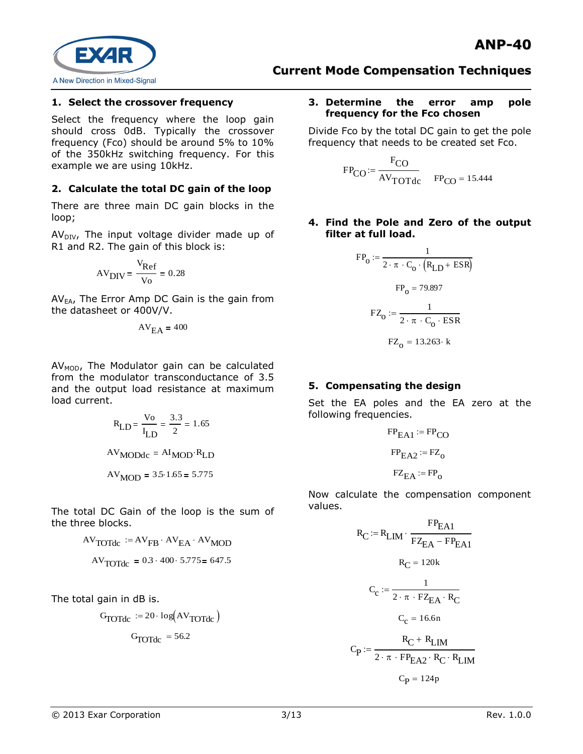## 1. Select the crossover frequency

Select the frequency where the loop gain should cross 0dB. Typically the crossover frequency (Fco) should be around 5% to 10% of the 350kHz switching frequency. For this example we are using 10kHz.

## 2. Calculate the total DC gain of the loop

There are three main DC gain blocks in the loop;

$AV_{DIV}$, The input voltage divider made up of R1 and R2. The gain of this block is:

$$AV_{DIV} = \frac{V_{Ref}}{Vo} = 0.28$$

$AV_{EA}$, The Error Amp DC Gain is the gain from the datasheet or 400V/V.

$$AV_{EA} = 400$$

$AV_{MOD}$, The Modulator gain can be calculated from the modulator transconductance of 3.5 and the output load resistance at maximum load current.

$$R_{LD} = \frac{Vo}{I_{LD}} = \frac{3.3}{2} = 1.65$$

$$AV_{MODdc} = AI_{MOD} \cdot R_{LD}$$

$$AV_{MOD} = 3.5 \cdot 1.65 = 5.775$$

The total DC Gain of the loop is the sum of the three blocks.

$$AV_{TOTdc} := AV_{FB} \cdot AV_{EA} \cdot AV_{MOD}$$

$$AV_{TOTdc} = 0.3 \cdot 400 \cdot 5.775 = 647.5$$

The total gain in dB is.

$$G_{TOTdc} := 20 \cdot \log(AV_{TOTdc})$$

$$G_{TOTdc} = 56.2$$

## 3. Determine the error amp pole frequency for the Fco chosen

Divide Fco by the total DC gain to get the pole frequency that needs to be created set Fco.

$$FP_{CO} := \frac{F_{CO}}{AV_{TOTdc}} \qquad FP_{CO} = 15.444$$

## 4. Find the Pole and Zero of the output filter at full load.

$$FP_o := \frac{1}{2 \cdot \pi \cdot C_o \cdot (R_{LD} + ESR)}$$

$$FP_o = 79.897$$

$$FZ_o := \frac{1}{2 \cdot \pi \cdot C_o \cdot ESR}$$

$$FZ_o = 13.263 \cdot k$$

## 5. Compensating the design

Set the EA poles and the EA zero at the following frequencies.

$$FP_{EA1} := FP_{CO}$$

$$FP_{EA2} := FZ_o$$

$$FZ_{EA} := FP_o$$

Now calculate the compensation component values.

$$R_C := R_{LIM} \cdot \frac{FP_{EA1}}{FZ_{EA} - FP_{EA1}}$$

$$R_C = 120k$$

$$C_c := \frac{1}{2 \cdot \pi \cdot FZ_{EA} \cdot R_C}$$

$$C_c = 16.6n$$

$$C_P := \frac{R_C + R_{LIM}}{2 \cdot \pi \cdot FP_{EA2} \cdot R_C \cdot R_{LIM}}$$

$$C_P = 124p$$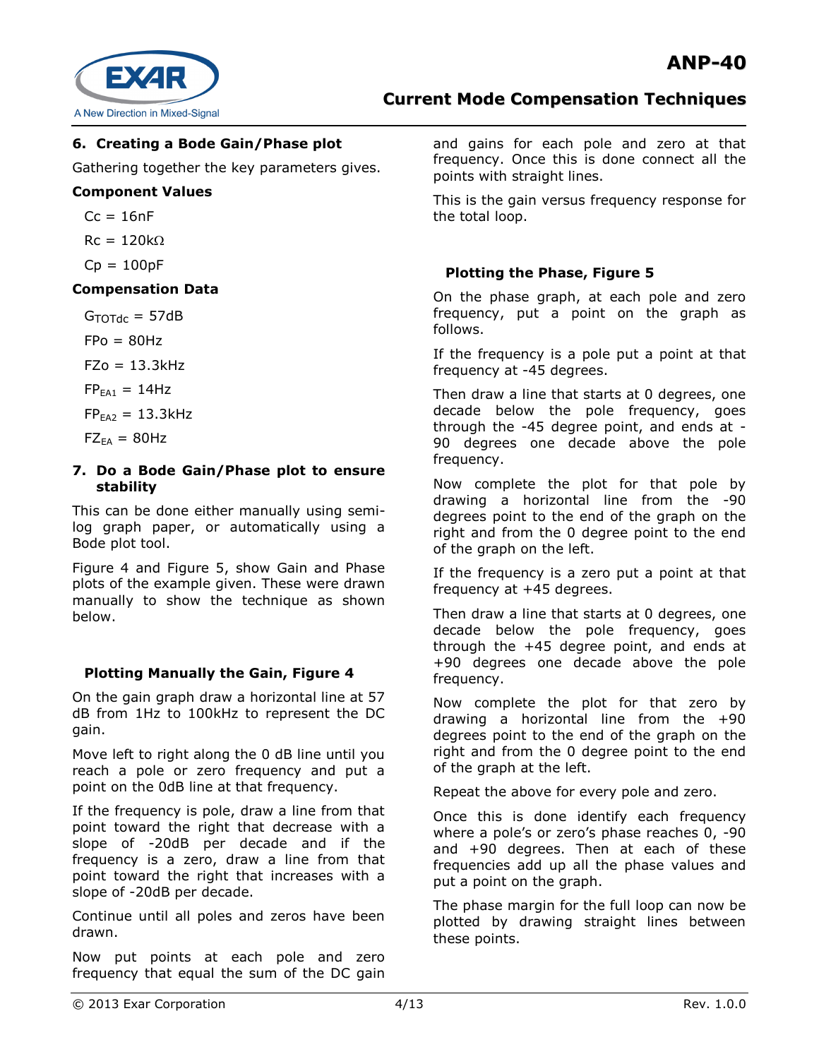## 6. Creating a Bode Gain/Phase plot

Gathering together the key parameters gives.

**Component Values**

Cc = 16nF

Rc = 120kΩ

Cp = 100pF

**Compensation Data**

$G_{TOTdc}$ = 57dB

FPo = 80Hz

FZo = 13.3kHz

$FP_{EA1}$ = 14Hz

$FP_{EA2}$ = 13.3kHz

$FZ_{EA}$ = 80Hz

## 7. Do a Bode Gain/Phase plot to ensure stability

This can be done either manually using semi-log graph paper, or automatically using a Bode plot tool.

Figure 4 and Figure 5, show Gain and Phase plots of the example given. These were drawn manually to show the technique as shown below.

### Plotting Manually the Gain, Figure 4

On the gain graph draw a horizontal line at 57 dB from 1Hz to 100kHz to represent the DC gain.

Move left to right along the 0 dB line until you reach a pole or zero frequency and put a point on the 0dB line at that frequency.

If the frequency is pole, draw a line from that point toward the right that decrease with a slope of -20dB per decade and if the frequency is a zero, draw a line from that point toward the right that increases with a slope of -20dB per decade.

Continue until all poles and zeros have been drawn.

Now put points at each pole and zero frequency that equal the sum of the DC gain and gains for each pole and zero at that frequency. Once this is done connect all the points with straight lines.

This is the gain versus frequency response for the total loop.

### Plotting the Phase, Figure 5

On the phase graph, at each pole and zero frequency, put a point on the graph as follows.

If the frequency is a pole put a point at that frequency at -45 degrees.

Then draw a line that starts at 0 degrees, one decade below the pole frequency, goes through the -45 degree point, and ends at -90 degrees one decade above the pole frequency.

Now complete the plot for that pole by drawing a horizontal line from the -90 degrees point to the end of the graph on the right and from the 0 degree point to the end of the graph on the left.

If the frequency is a zero put a point at that frequency at +45 degrees.

Then draw a line that starts at 0 degrees, one decade below the pole frequency, goes through the +45 degree point, and ends at +90 degrees one decade above the pole frequency.

Now complete the plot for that zero by drawing a horizontal line from the +90 degrees point to the end of the graph on the right and from the 0 degree point to the end of the graph at the left.

Repeat the above for every pole and zero.

Once this is done identify each frequency where a pole's or zero's phase reaches 0, -90 and +90 degrees. Then at each of these frequencies add up all the phase values and put a point on the graph.

The phase margin for the full loop can now be plotted by drawing straight lines between these points.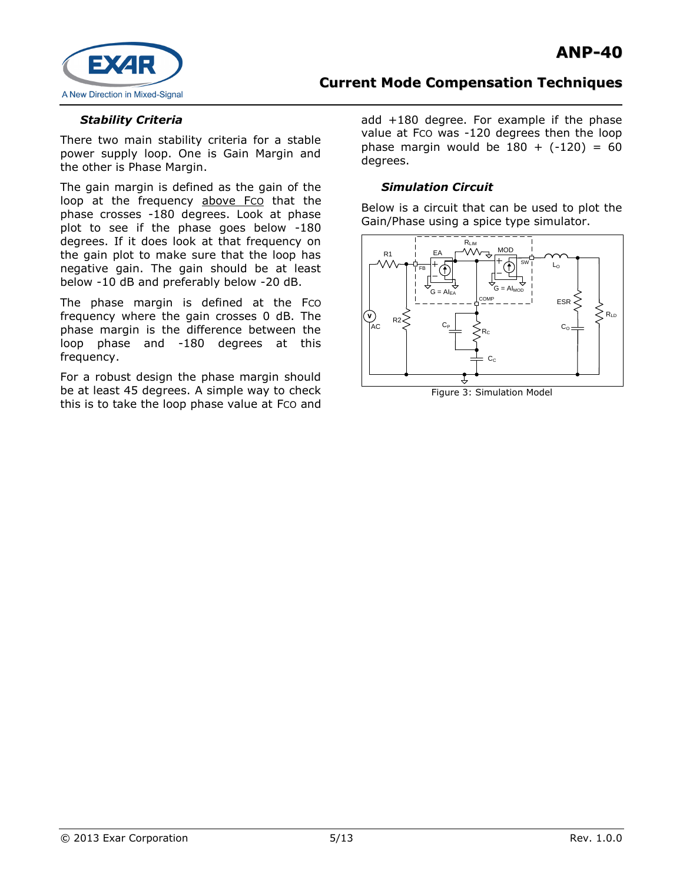### *Stability Criteria*

There two main stability criteria for a stable power supply loop. One is Gain Margin and the other is Phase Margin.

The gain margin is defined as the gain of the loop at the frequency above $F_{CO}$ that the phase crosses -180 degrees. Look at phase plot to see if the phase goes below -180 degrees. If it does look at that frequency on the gain plot to make sure that the loop has negative gain. The gain should be at least below -10 dB and preferably below -20 dB.

The phase margin is defined at the $F_{CO}$ frequency where the gain crosses 0 dB. The phase margin is the difference between the loop phase and -180 degrees at this frequency.

For a robust design the phase margin should be at least 45 degrees. A simple way to check this is to take the loop phase value at $F_{CO}$ and add +180 degree. For example if the phase value at $F_{CO}$ was -120 degrees then the loop phase margin would be 180 + (-120) = 60 degrees.

### *Simulation Circuit*

Below is a circuit that can be used to plot the Gain/Phase using a spice type simulator.

Figure 3: Simulation Model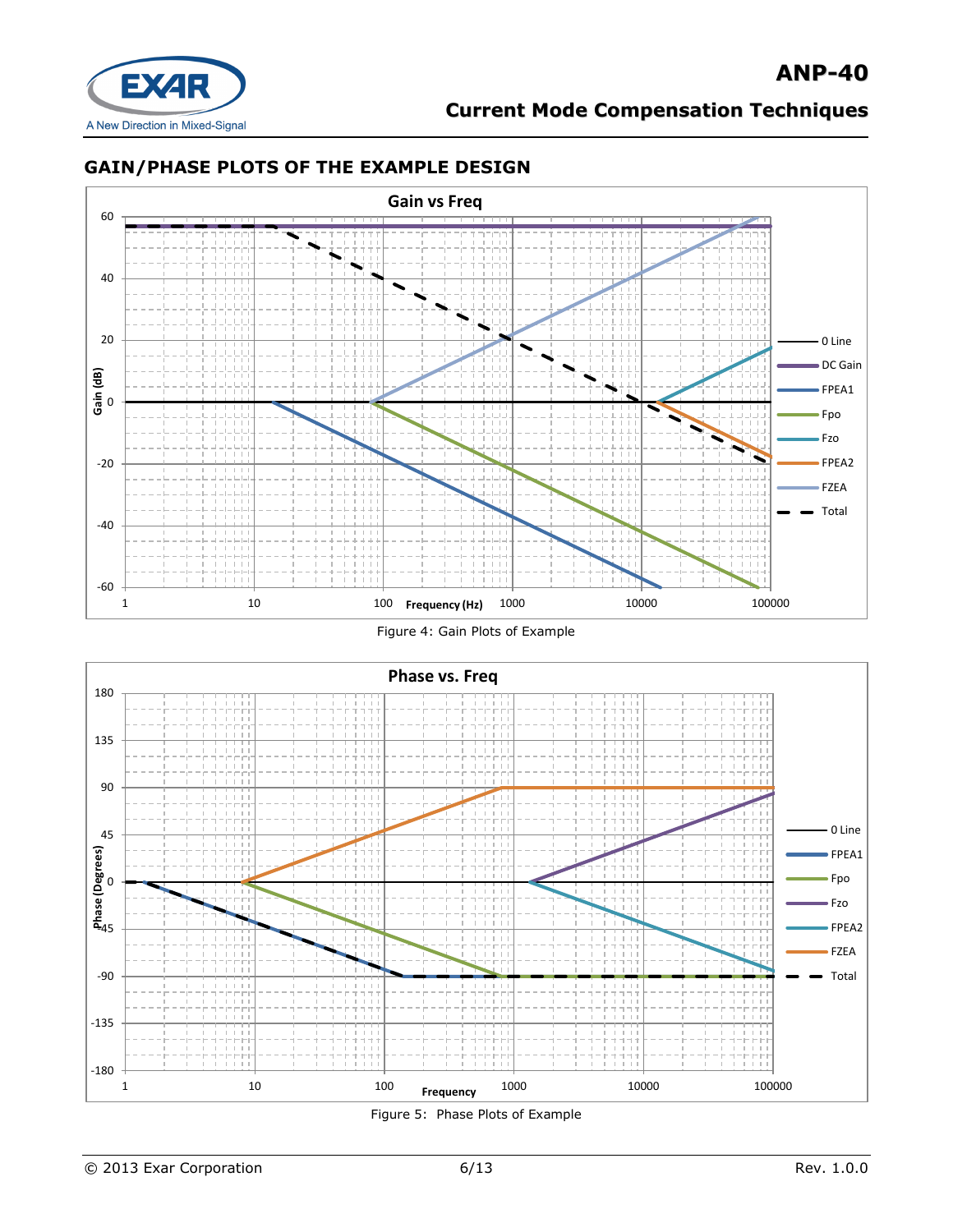## GAIN/PHASE PLOTS OF THE EXAMPLE DESIGN

Figure 4: Gain Plots of Example

Figure 5: Phase Plots of Example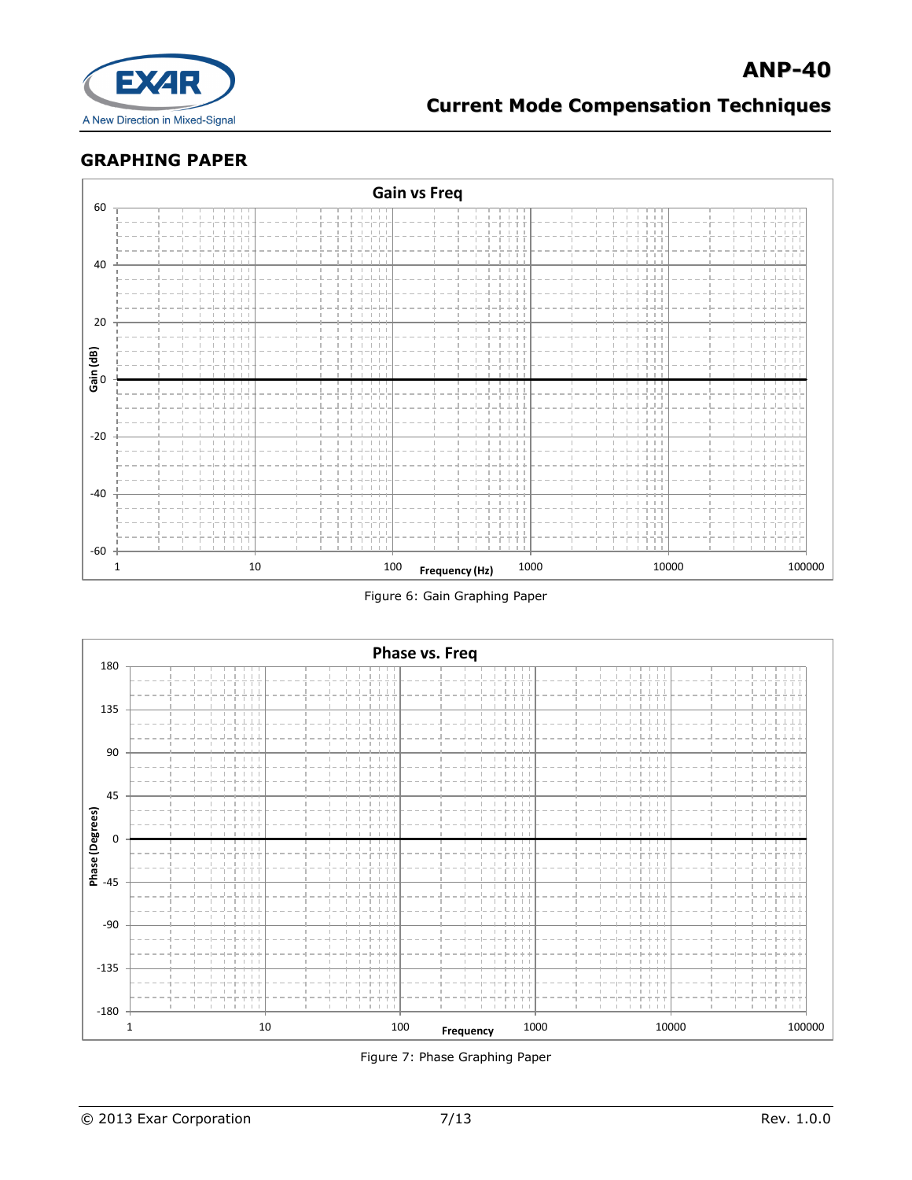## GRAPHING PAPER

Gain vs Freq

Figure 6: Gain Graphing Paper

Phase vs. Freq

Figure 7: Phase Graphing Paper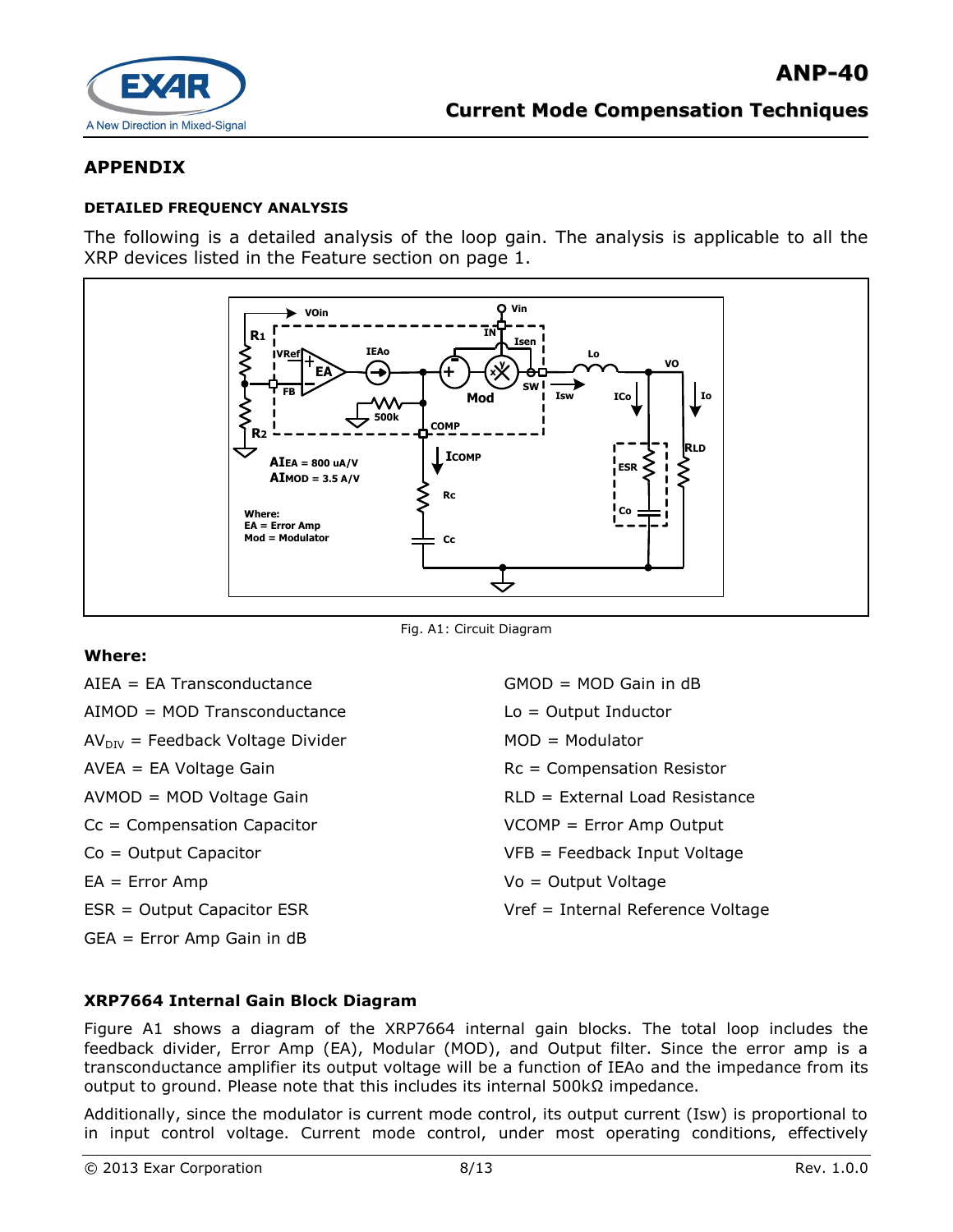## APPENDIX

### DETAILED FREQUENCY ANALYSIS

The following is a detailed analysis of the loop gain. The analysis is applicable to all the XRP devices listed in the Feature section on page 1.

Fig. A1: Circuit Diagram

**Where:**

AIEA = EA Transconductance

AIMOD = MOD Transconductance

$AV_{DIV}$ = Feedback Voltage Divider

AVEA = EA Voltage Gain

AVMOD = MOD Voltage Gain

Cc = Compensation Capacitor

Co = Output Capacitor

EA = Error Amp

ESR = Output Capacitor ESR

GEA = Error Amp Gain in dB

GMOD = MOD Gain in dB

Lo = Output Inductor

MOD = Modulator

Rc = Compensation Resistor

RLD = External Load Resistance

VCOMP = Error Amp Output

VFB = Feedback Input Voltage

Vo = Output Voltage

Vref = Internal Reference Voltage

### XRP7664 Internal Gain Block Diagram

Figure A1 shows a diagram of the XRP7664 internal gain blocks. The total loop includes the feedback divider, Error Amp (EA), Modular (MOD), and Output filter. Since the error amp is a transconductance amplifier its output voltage will be a function of IEAo and the impedance from its output to ground. Please note that this includes its internal 500kΩ impedance.

Additionally, since the modulator is current mode control, its output current (Isw) is proportional to in input control voltage. Current mode control, under most operating conditions, effectively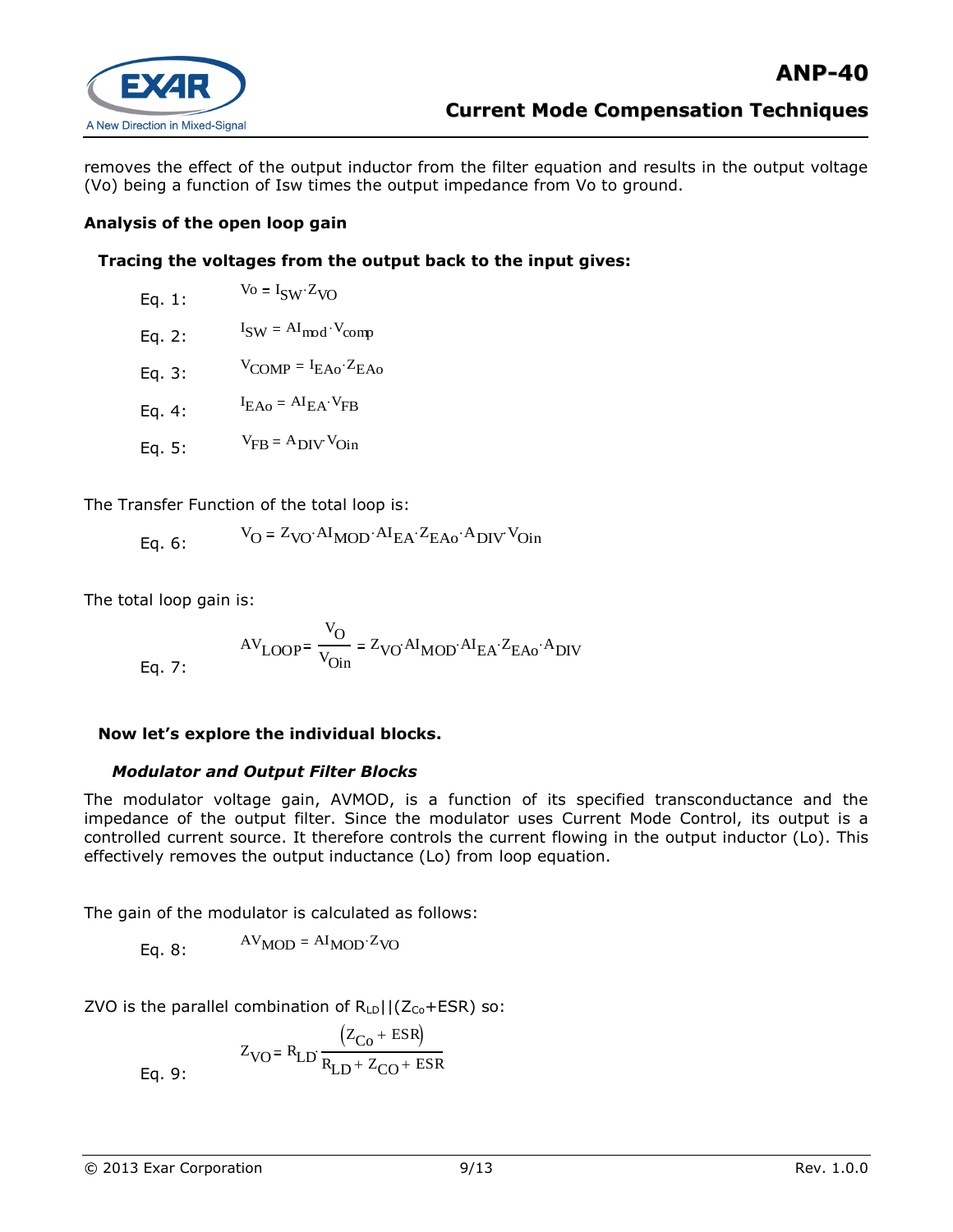removes the effect of the output inductor from the filter equation and results in the output voltage (Vo) being a function of Isw times the output impedance from Vo to ground.

**Analysis of the open loop gain**

**Tracing the voltages from the output back to the input gives:**

Eq. 1: $V_o = I_{SW} \cdot Z_{VO}$

Eq. 2: $I_{SW} = AI_{mod} \cdot V_{comp}$

Eq. 3: $V_{COMP} = I_{EAo} \cdot Z_{EAo}$

Eq. 4: $I_{EAo} = AI_{EA} \cdot V_{FB}$

Eq. 5: $V_{FB} = A_{DIV} \cdot V_{Oin}$

The Transfer Function of the total loop is:

Eq. 6: $$V_O = Z_{VO} \cdot AI_{MOD} \cdot AI_{EA} \cdot Z_{EAo} \cdot A_{DIV} \cdot V_{Oin}$$

The total loop gain is:

Eq. 7: $$AV_{LOOP} = \frac{V_O}{V_{Oin}} = Z_{VO} \cdot AI_{MOD} \cdot AI_{EA} \cdot Z_{EAo} \cdot A_{DIV}$$

**Now let's explore the individual blocks.**

***Modulator and Output Filter Blocks***

The modulator voltage gain, AVMOD, is a function of its specified transconductance and the impedance of the output filter. Since the modulator uses Current Mode Control, its output is a controlled current source. It therefore controls the current flowing in the output inductor (Lo). This effectively removes the output inductance (Lo) from loop equation.

The gain of the modulator is calculated as follows:

Eq. 8: $$AV_{MOD} = AI_{MOD} \cdot Z_{VO}$$

ZVO is the parallel combination of $R_{LD}||(Z_{Co}+ESR)$ so:

Eq. 9: $$Z_{VO} = R_{LD} \cdot \frac{(Z_{Co} + ESR)}{R_{LD} + Z_{CO} + ESR}$$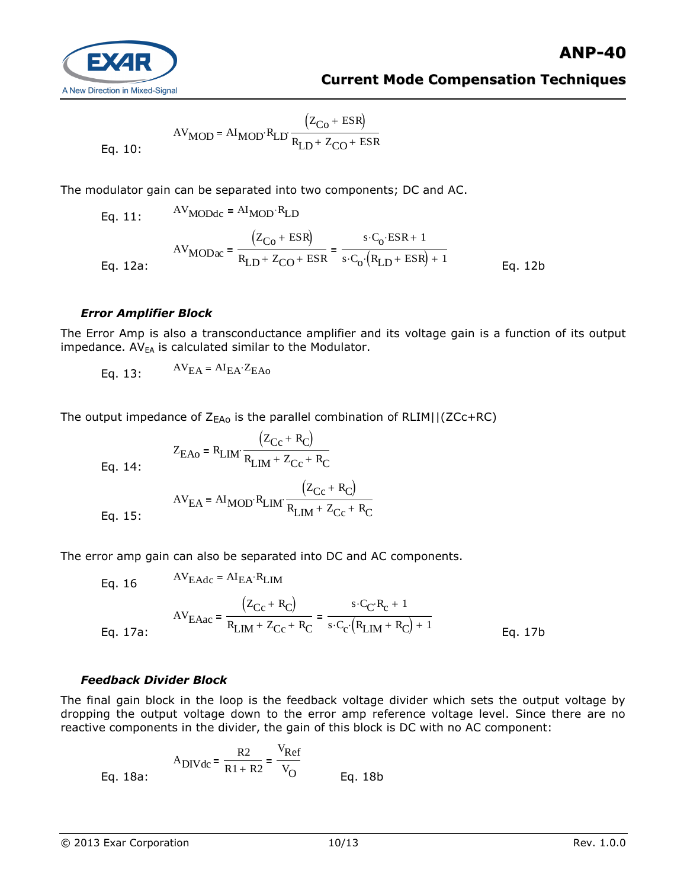Eq. 10:

$$AV_{MOD} = AI_{MOD} \cdot R_{LD} \cdot \frac{(Z_{Co} + ESR)}{R_{LD} + Z_{CO} + ESR}$$

The modulator gain can be separated into two components; DC and AC.

Eq. 11:

$$AV_{MODdc} = AI_{MOD} \cdot R_{LD}$$

Eq. 12a:

$$AV_{MODac} = \frac{(Z_{Co} + ESR)}{R_{LD} + Z_{CO} + ESR} = \frac{s \cdot C_o \cdot ESR + 1}{s \cdot C_o \cdot (R_{LD} + ESR) + 1}$$

Eq. 12b

### *Error Amplifier Block*

The Error Amp is also a transconductance amplifier and its voltage gain is a function of its output impedance. $AV_{EA}$ is calculated similar to the Modulator.

Eq. 13:

$$AV_{EA} = AI_{EA} \cdot Z_{EAo}$$

The output impedance of $Z_{EAo}$ is the parallel combination of RLIM||(ZCc+RC)

Eq. 14:

$$Z_{EAo} = R_{LIM} \cdot \frac{(Z_{Cc} + R_C)}{R_{LIM} + Z_{Cc} + R_C}$$

Eq. 15:

$$AV_{EA} = AI_{MOD} \cdot R_{LIM} \cdot \frac{(Z_{Cc} + R_C)}{R_{LIM} + Z_{Cc} + R_C}$$

The error amp gain can also be separated into DC and AC components.

Eq. 16

$$AV_{EAdc} = AI_{EA} \cdot R_{LIM}$$

Eq. 17a:

$$AV_{EAac} = \frac{(Z_{Cc} + R_C)}{R_{LIM} + Z_{Cc} + R_C} = \frac{s \cdot C_C \cdot R_c + 1}{s \cdot C_c \cdot (R_{LIM} + R_C) + 1}$$

Eq. 17b

### *Feedback Divider Block*

The final gain block in the loop is the feedback voltage divider which sets the output voltage by dropping the output voltage down to the error amp reference voltage level. Since there are no reactive components in the divider, the gain of this block is DC with no AC component:

Eq. 18a:

$$A_{DIVdc} = \frac{R2}{R1 + R2} = \frac{V_{Ref}}{V_O}$$

Eq. 18b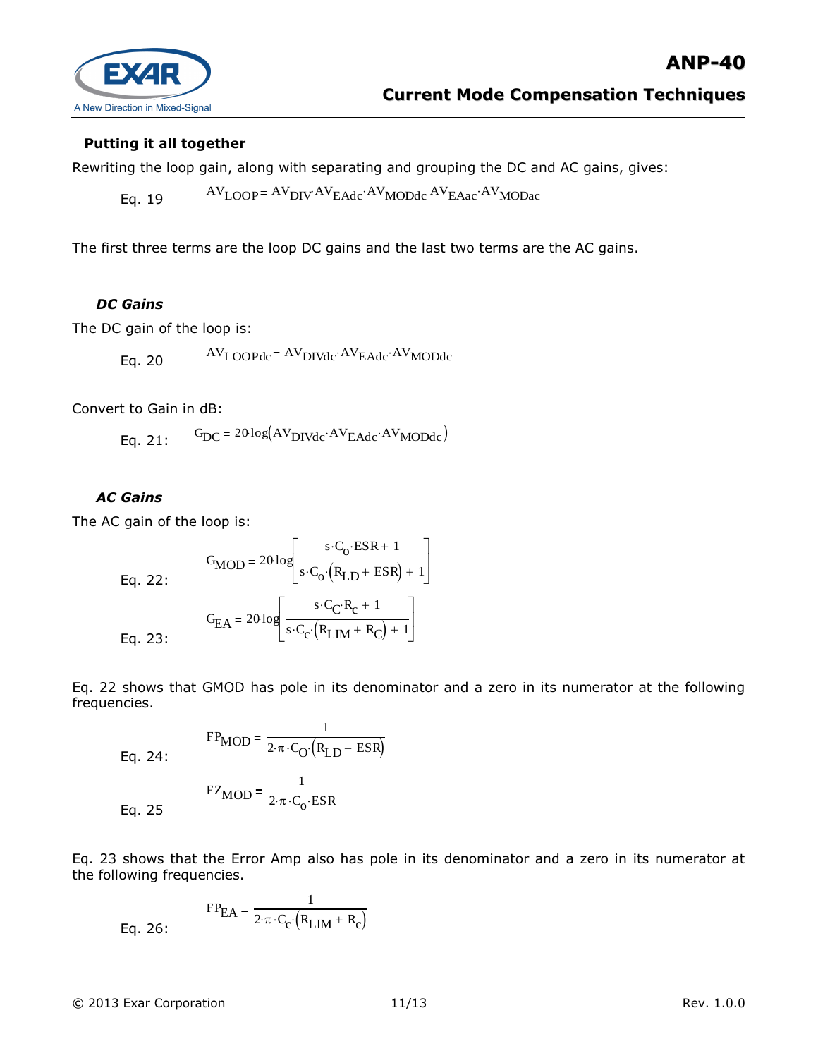## Putting it all together

Rewriting the loop gain, along with separating and grouping the DC and AC gains, gives:

Eq. 19
$$AV_{LOOP} = AV_{DIV} \cdot AV_{EAdc} \cdot AV_{MODdc} \, AV_{EAac} \cdot AV_{MODac}$$

The first three terms are the loop DC gains and the last two terms are the AC gains.

### *DC Gains*

The DC gain of the loop is:

Eq. 20
$$AV_{LOOPdc} = AV_{DIVdc} \cdot AV_{EAdc} \cdot AV_{MODdc}$$

Convert to Gain in dB:

Eq. 21:
$$G_{DC} = 20 \cdot \log\left(AV_{DIVdc} \cdot AV_{EAdc} \cdot AV_{MODdc}\right)$$

### *AC Gains*

The AC gain of the loop is:

Eq. 22:
$$G_{MOD} = 20 \cdot \log\left[\frac{s \cdot C_o \cdot ESR + 1}{s \cdot C_o \cdot \left(R_{LD} + ESR\right) + 1}\right]$$

Eq. 23:
$$G_{EA} = 20 \cdot \log\left[\frac{s \cdot C_C \cdot R_c + 1}{s \cdot C_c \cdot \left(R_{LIM} + R_C\right) + 1}\right]$$

Eq. 22 shows that GMOD has pole in its denominator and a zero in its numerator at the following frequencies.

Eq. 24:
$$FP_{MOD} = \frac{1}{2 \cdot \pi \cdot C_O \cdot \left(R_{LD} + ESR\right)}$$

Eq. 25
$$FZ_{MOD} = \frac{1}{2 \cdot \pi \cdot C_o \cdot ESR}$$

Eq. 23 shows that the Error Amp also has pole in its denominator and a zero in its numerator at the following frequencies.

Eq. 26:
$$FP_{EA} = \frac{1}{2 \cdot \pi \cdot C_c \cdot \left(R_{LIM} + R_c\right)}$$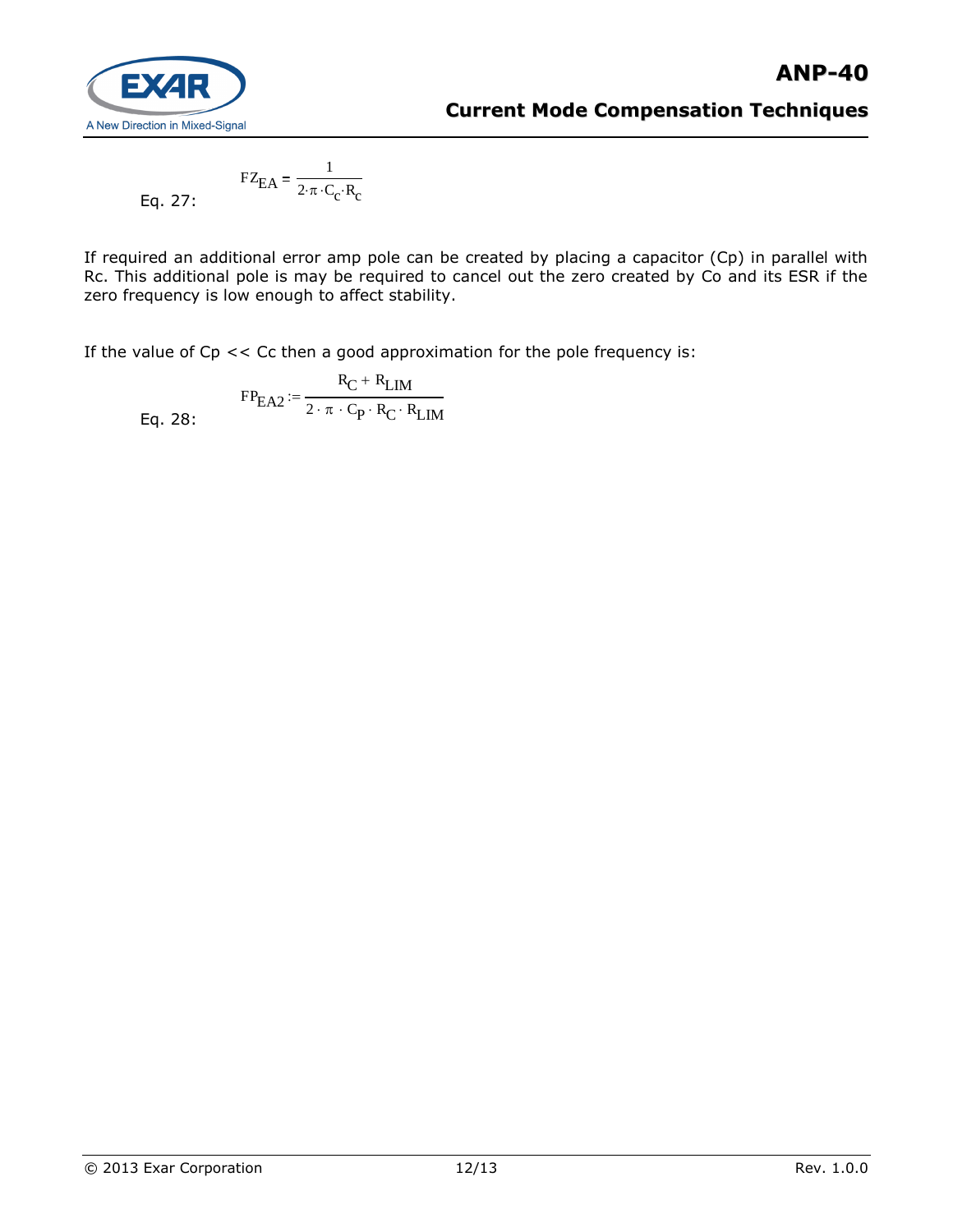Eq. 27:

$$FZ_{EA} = \frac{1}{2 \cdot \pi \cdot C_c \cdot R_c}$$

If required an additional error amp pole can be created by placing a capacitor (Cp) in parallel with Rc. This additional pole is may be required to cancel out the zero created by Co and its ESR if the zero frequency is low enough to affect stability.

If the value of Cp << Cc then a good approximation for the pole frequency is:

Eq. 28:

$$FP_{EA2} := \frac{R_C + R_{LIM}}{2 \cdot \pi \cdot C_P \cdot R_C \cdot R_{LIM}}$$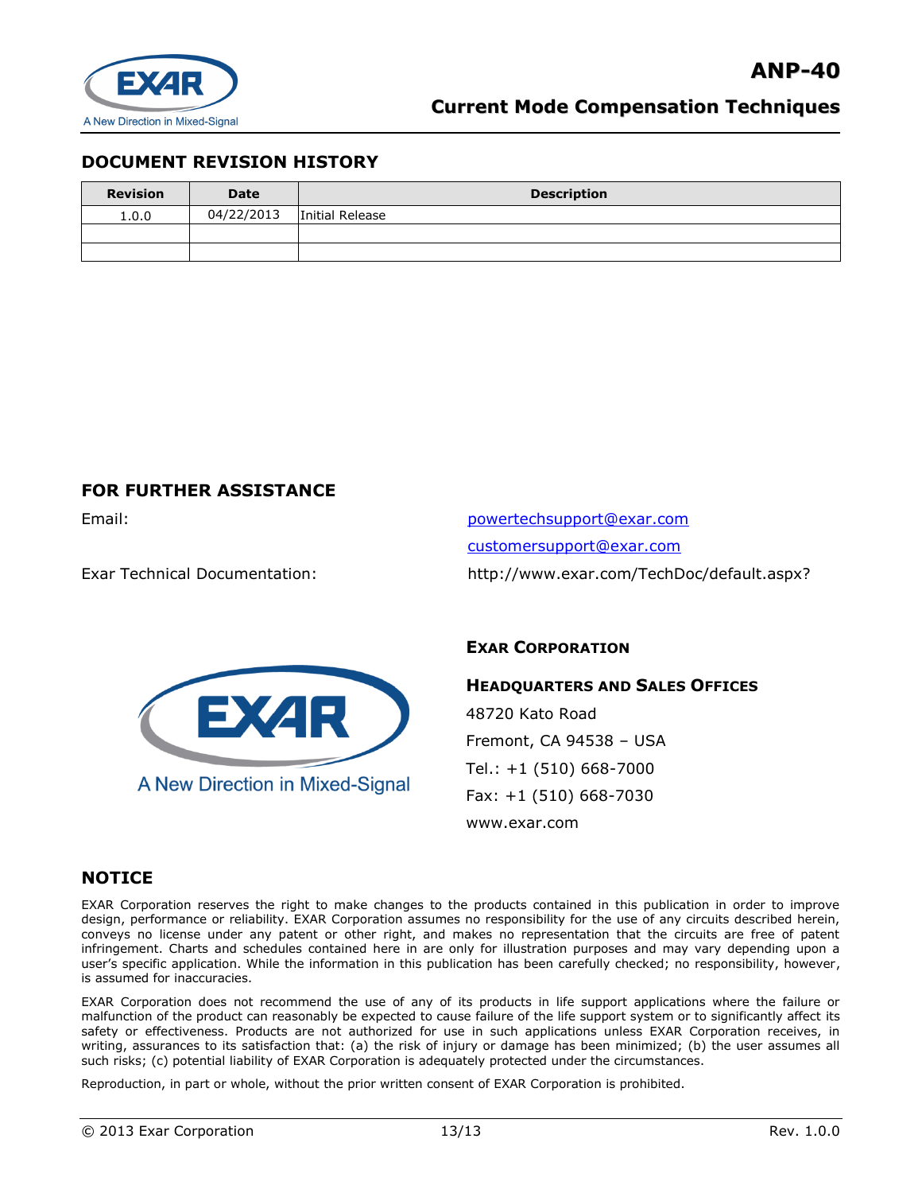## DOCUMENT REVISION HISTORY

| Revision | Date | Description |
|---|---|---|
| 1.0.0 | 04/22/2013 | Initial Release |
| | | |
| | | |

## FOR FURTHER ASSISTANCE

Email: powertechsupport@exar.com
customersupport@exar.com

Exar Technical Documentation: http://www.exar.com/TechDoc/default.aspx?

**EXAR CORPORATION**

**HEADQUARTERS AND SALES OFFICES**

48720 Kato Road
Fremont, CA 94538 – USA
Tel.: +1 (510) 668-7000
Fax: +1 (510) 668-7030
www.exar.com

## NOTICE

EXAR Corporation reserves the right to make changes to the products contained in this publication in order to improve design, performance or reliability. EXAR Corporation assumes no responsibility for the use of any circuits described herein, conveys no license under any patent or other right, and makes no representation that the circuits are free of patent infringement. Charts and schedules contained here in are only for illustration purposes and may vary depending upon a user's specific application. While the information in this publication has been carefully checked; no responsibility, however, is assumed for inaccuracies.

EXAR Corporation does not recommend the use of any of its products in life support applications where the failure or malfunction of the product can reasonably be expected to cause failure of the life support system or to significantly affect its safety or effectiveness. Products are not authorized for use in such applications unless EXAR Corporation receives, in writing, assurances to its satisfaction that: (a) the risk of injury or damage has been minimized; (b) the user assumes all such risks; (c) potential liability of EXAR Corporation is adequately protected under the circumstances.

Reproduction, in part or whole, without the prior written consent of EXAR Corporation is prohibited.